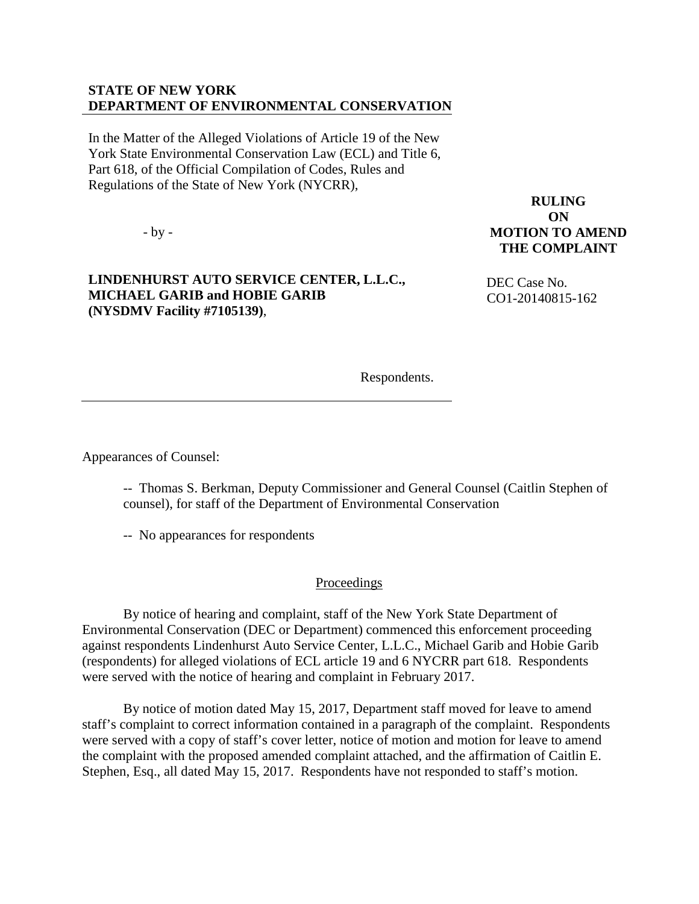**STATE OF NEW YORK**
**DEPARTMENT OF ENVIRONMENTAL CONSERVATION**

In the Matter of the Alleged Violations of Article 19 of the New York State Environmental Conservation Law (ECL) and Title 6, Part 618, of the Official Compilation of Codes, Rules and Regulations of the State of New York (NYCRR),

- by -

**LINDENHURST AUTO SERVICE CENTER, L.L.C., MICHAEL GARIB and HOBIE GARIB (NYSDMV Facility #7105139)**,

Respondents.

**RULING ON MOTION TO AMEND THE COMPLAINT**

DEC Case No. CO1-20140815-162

Appearances of Counsel:

-- Thomas S. Berkman, Deputy Commissioner and General Counsel (Caitlin Stephen of counsel), for staff of the Department of Environmental Conservation

-- No appearances for respondents

## Proceedings

By notice of hearing and complaint, staff of the New York State Department of Environmental Conservation (DEC or Department) commenced this enforcement proceeding against respondents Lindenhurst Auto Service Center, L.L.C., Michael Garib and Hobie Garib (respondents) for alleged violations of ECL article 19 and 6 NYCRR part 618. Respondents were served with the notice of hearing and complaint in February 2017.

By notice of motion dated May 15, 2017, Department staff moved for leave to amend staff's complaint to correct information contained in a paragraph of the complaint. Respondents were served with a copy of staff's cover letter, notice of motion and motion for leave to amend the complaint with the proposed amended complaint attached, and the affirmation of Caitlin E. Stephen, Esq., all dated May 15, 2017. Respondents have not responded to staff's motion.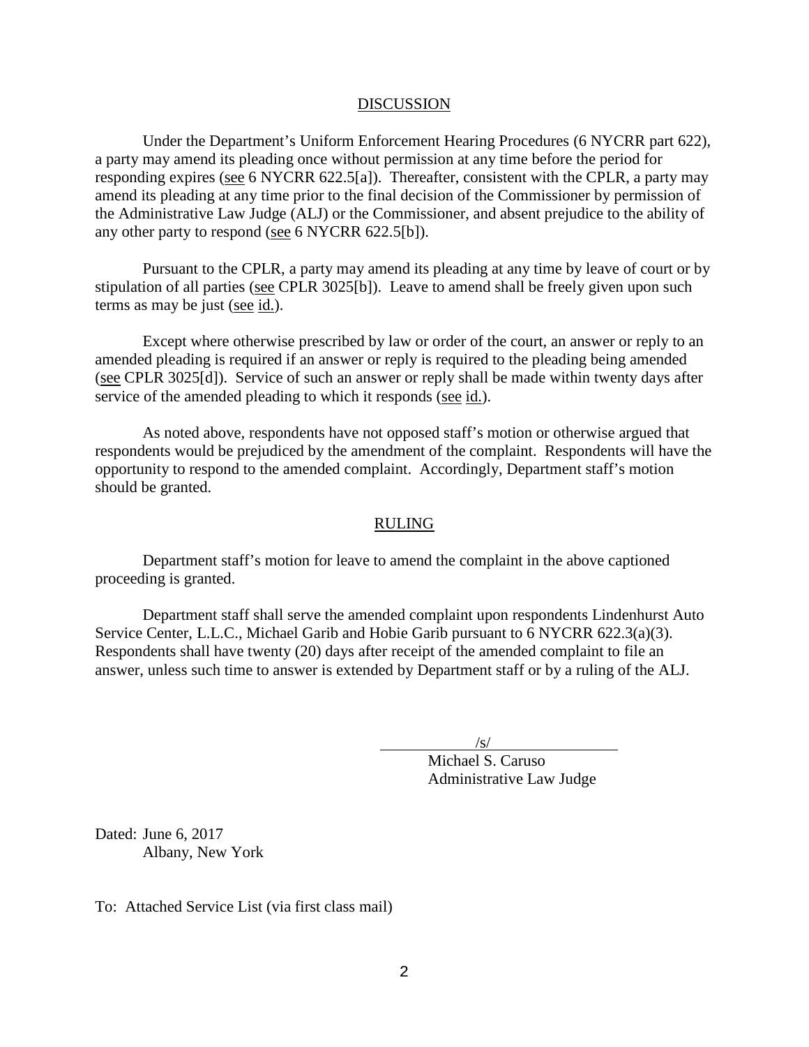## DISCUSSION

Under the Department's Uniform Enforcement Hearing Procedures (6 NYCRR part 622), a party may amend its pleading once without permission at any time before the period for responding expires (see 6 NYCRR 622.5[a]). Thereafter, consistent with the CPLR, a party may amend its pleading at any time prior to the final decision of the Commissioner by permission of the Administrative Law Judge (ALJ) or the Commissioner, and absent prejudice to the ability of any other party to respond (see 6 NYCRR 622.5[b]).

Pursuant to the CPLR, a party may amend its pleading at any time by leave of court or by stipulation of all parties (see CPLR 3025[b]). Leave to amend shall be freely given upon such terms as may be just (see id.).

Except where otherwise prescribed by law or order of the court, an answer or reply to an amended pleading is required if an answer or reply is required to the pleading being amended (see CPLR 3025[d]). Service of such an answer or reply shall be made within twenty days after service of the amended pleading to which it responds (see id.).

As noted above, respondents have not opposed staff's motion or otherwise argued that respondents would be prejudiced by the amendment of the complaint. Respondents will have the opportunity to respond to the amended complaint. Accordingly, Department staff's motion should be granted.

## RULING

Department staff's motion for leave to amend the complaint in the above captioned proceeding is granted.

Department staff shall serve the amended complaint upon respondents Lindenhurst Auto Service Center, L.L.C., Michael Garib and Hobie Garib pursuant to 6 NYCRR 622.3(a)(3). Respondents shall have twenty (20) days after receipt of the amended complaint to file an answer, unless such time to answer is extended by Department staff or by a ruling of the ALJ.

/s/
Michael S. Caruso
Administrative Law Judge

Dated: June 6, 2017
Albany, New York

To: Attached Service List (via first class mail)